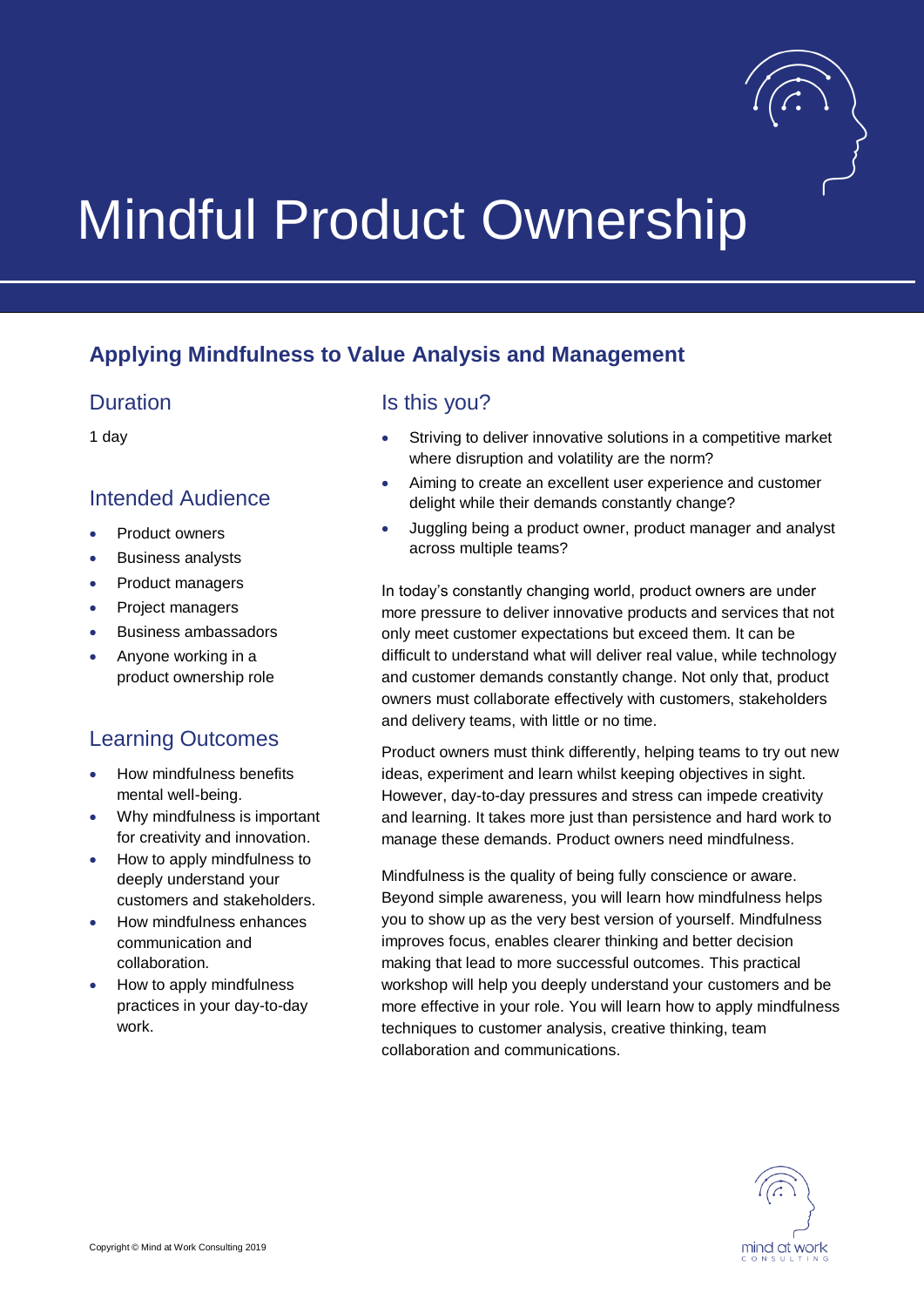# Mindful Product Ownership

## Applying Mindfulness to Value Analysis and Management

### Duration

1 day

### Intended Audience

- Product owners
- Business analysts
- Product managers
- Project managers
- Business ambassadors
- Anyone working in a product ownership role

### Learning Outcomes

- How mindfulness benefits mental well-being.
- Why mindfulness is important for creativity and innovation.
- How to apply mindfulness to deeply understand your customers and stakeholders.
- How mindfulness enhances communication and collaboration.
- How to apply mindfulness practices in your day-to-day work.

### Is this you?

- Striving to deliver innovative solutions in a competitive market where disruption and volatility are the norm?
- Aiming to create an excellent user experience and customer delight while their demands constantly change?
- Juggling being a product owner, product manager and analyst across multiple teams?

In today's constantly changing world, product owners are under more pressure to deliver innovative products and services that not only meet customer expectations but exceed them. It can be difficult to understand what will deliver real value, while technology and customer demands constantly change. Not only that, product owners must collaborate effectively with customers, stakeholders and delivery teams, with little or no time.

Product owners must think differently, helping teams to try out new ideas, experiment and learn whilst keeping objectives in sight. However, day-to-day pressures and stress can impede creativity and learning. It takes more just than persistence and hard work to manage these demands. Product owners need mindfulness.

Mindfulness is the quality of being fully conscience or aware. Beyond simple awareness, you will learn how mindfulness helps you to show up as the very best version of yourself. Mindfulness improves focus, enables clearer thinking and better decision making that lead to more successful outcomes. This practical workshop will help you deeply understand your customers and be more effective in your role. You will learn how to apply mindfulness techniques to customer analysis, creative thinking, team collaboration and communications.

Copyright © Mind at Work Consulting 2019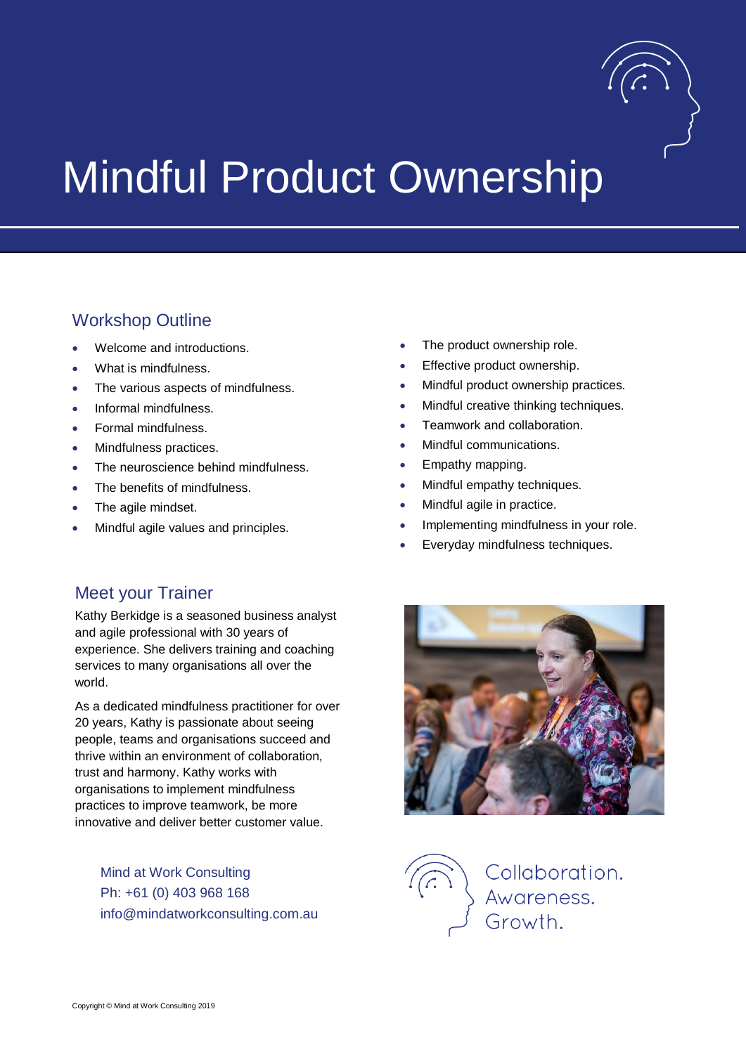# Mindful Product Ownership

## Workshop Outline

- Welcome and introductions.
- What is mindfulness.
- The various aspects of mindfulness.
- Informal mindfulness.
- Formal mindfulness.
- Mindfulness practices.
- The neuroscience behind mindfulness.
- The benefits of mindfulness.
- The agile mindset.
- Mindful agile values and principles.
- The product ownership role.
- Effective product ownership.
- Mindful product ownership practices.
- Mindful creative thinking techniques.
- Teamwork and collaboration.
- Mindful communications.
- Empathy mapping.
- Mindful empathy techniques.
- Mindful agile in practice.
- Implementing mindfulness in your role.
- Everyday mindfulness techniques.

## Meet your Trainer

Kathy Berkidge is a seasoned business analyst and agile professional with 30 years of experience. She delivers training and coaching services to many organisations all over the world.

As a dedicated mindfulness practitioner for over 20 years, Kathy is passionate about seeing people, teams and organisations succeed and thrive within an environment of collaboration, trust and harmony. Kathy works with organisations to implement mindfulness practices to improve teamwork, be more innovative and deliver better customer value.

Mind at Work Consulting
Ph: +61 (0) 403 968 168
info@mindatworkconsulting.com.au

Collaboration.
Awareness.
Growth.

Copyright © Mind at Work Consulting 2019